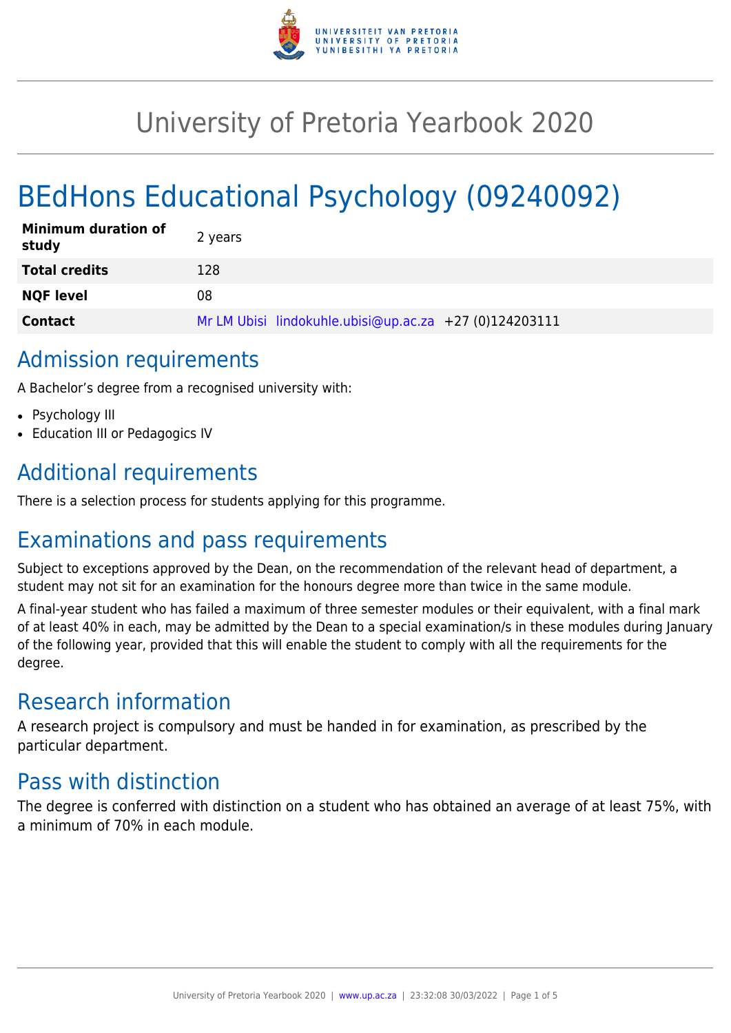# University of Pretoria Yearbook 2020

# BEdHons Educational Psychology (09240092)

| | |
|---|---|
| **Minimum duration of study** | 2 years |
| **Total credits** | 128 |
| **NQF level** | 08 |
| **Contact** | Mr LM Ubisi lindokuhle.ubisi@up.ac.za +27 (0)124203111 |

## Admission requirements

A Bachelor's degree from a recognised university with:

- Psychology III
- Education III or Pedagogics IV

## Additional requirements

There is a selection process for students applying for this programme.

## Examinations and pass requirements

Subject to exceptions approved by the Dean, on the recommendation of the relevant head of department, a student may not sit for an examination for the honours degree more than twice in the same module.

A final-year student who has failed a maximum of three semester modules or their equivalent, with a final mark of at least 40% in each, may be admitted by the Dean to a special examination/s in these modules during January of the following year, provided that this will enable the student to comply with all the requirements for the degree.

## Research information

A research project is compulsory and must be handed in for examination, as prescribed by the particular department.

## Pass with distinction

The degree is conferred with distinction on a student who has obtained an average of at least 75%, with a minimum of 70% in each module.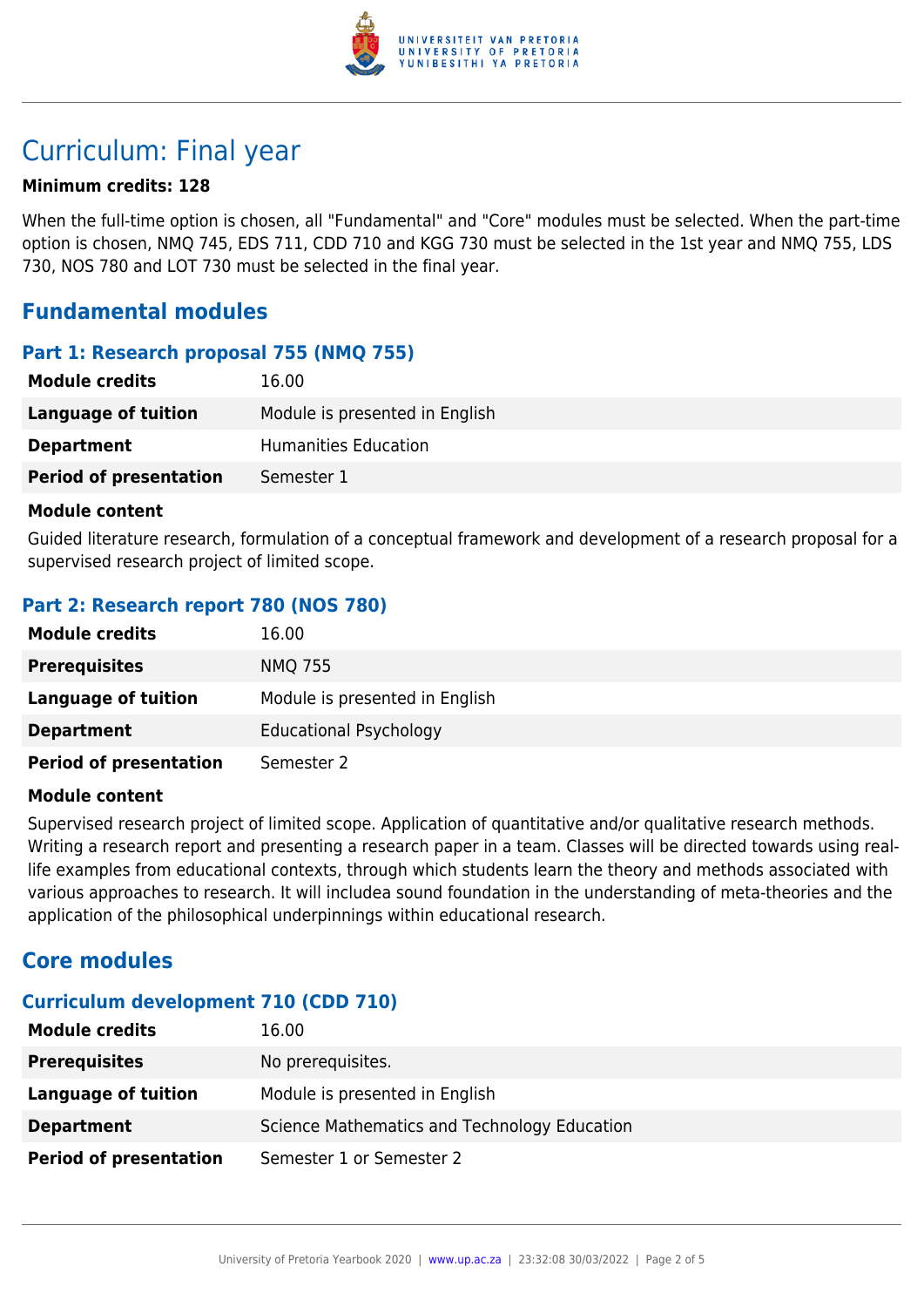# Curriculum: Final year

**Minimum credits: 128**

When the full-time option is chosen, all "Fundamental" and "Core" modules must be selected. When the part-time option is chosen, NMQ 745, EDS 711, CDD 710 and KGG 730 must be selected in the 1st year and NMQ 755, LDS 730, NOS 780 and LOT 730 must be selected in the final year.

## Fundamental modules

### Part 1: Research proposal 755 (NMQ 755)

| | |
|---|---|
| **Module credits** | 16.00 |
| **Language of tuition** | Module is presented in English |
| **Department** | Humanities Education |
| **Period of presentation** | Semester 1 |

**Module content**

Guided literature research, formulation of a conceptual framework and development of a research proposal for a supervised research project of limited scope.

### Part 2: Research report 780 (NOS 780)

| | |
|---|---|
| **Module credits** | 16.00 |
| **Prerequisites** | NMQ 755 |
| **Language of tuition** | Module is presented in English |
| **Department** | Educational Psychology |
| **Period of presentation** | Semester 2 |

**Module content**

Supervised research project of limited scope. Application of quantitative and/or qualitative research methods. Writing a research report and presenting a research paper in a team. Classes will be directed towards using real-life examples from educational contexts, through which students learn the theory and methods associated with various approaches to research. It will includea sound foundation in the understanding of meta-theories and the application of the philosophical underpinnings within educational research.

## Core modules

### Curriculum development 710 (CDD 710)

| | |
|---|---|
| **Module credits** | 16.00 |
| **Prerequisites** | No prerequisites. |
| **Language of tuition** | Module is presented in English |
| **Department** | Science Mathematics and Technology Education |
| **Period of presentation** | Semester 1 or Semester 2 |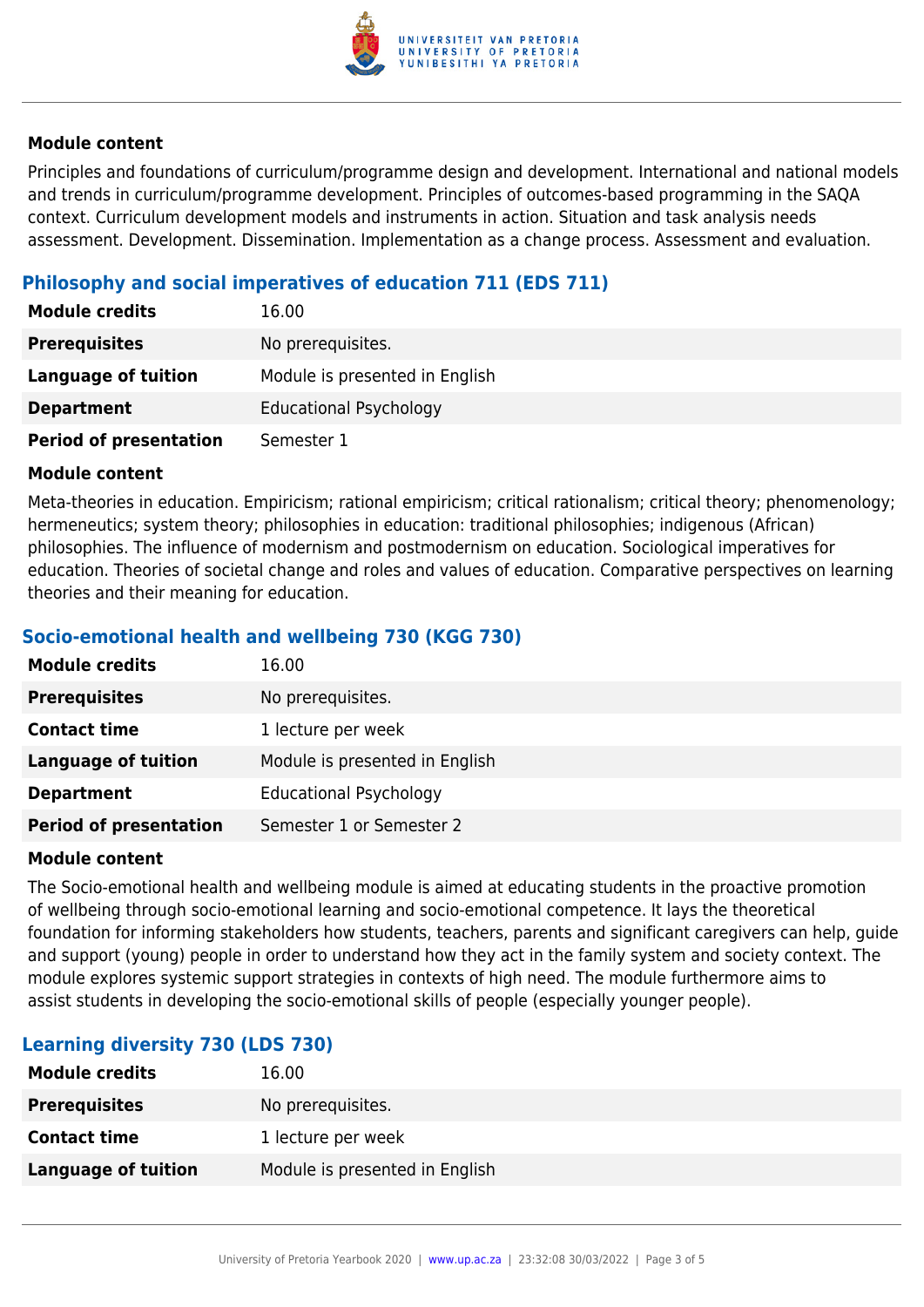#### Module content

Principles and foundations of curriculum/programme design and development. International and national models and trends in curriculum/programme development. Principles of outcomes-based programming in the SAQA context. Curriculum development models and instruments in action. Situation and task analysis needs assessment. Development. Dissemination. Implementation as a change process. Assessment and evaluation.

### Philosophy and social imperatives of education 711 (EDS 711)

| | |
|---|---|
| **Module credits** | 16.00 |
| **Prerequisites** | No prerequisites. |
| **Language of tuition** | Module is presented in English |
| **Department** | Educational Psychology |
| **Period of presentation** | Semester 1 |

#### Module content

Meta-theories in education. Empiricism; rational empiricism; critical rationalism; critical theory; phenomenology; hermeneutics; system theory; philosophies in education: traditional philosophies; indigenous (African) philosophies. The influence of modernism and postmodernism on education. Sociological imperatives for education. Theories of societal change and roles and values of education. Comparative perspectives on learning theories and their meaning for education.

### Socio-emotional health and wellbeing 730 (KGG 730)

| | |
|---|---|
| **Module credits** | 16.00 |
| **Prerequisites** | No prerequisites. |
| **Contact time** | 1 lecture per week |
| **Language of tuition** | Module is presented in English |
| **Department** | Educational Psychology |
| **Period of presentation** | Semester 1 or Semester 2 |

#### Module content

The Socio-emotional health and wellbeing module is aimed at educating students in the proactive promotion of wellbeing through socio-emotional learning and socio-emotional competence. It lays the theoretical foundation for informing stakeholders how students, teachers, parents and significant caregivers can help, guide and support (young) people in order to understand how they act in the family system and society context. The module explores systemic support strategies in contexts of high need. The module furthermore aims to assist students in developing the socio-emotional skills of people (especially younger people).

### Learning diversity 730 (LDS 730)

| | |
|---|---|
| **Module credits** | 16.00 |
| **Prerequisites** | No prerequisites. |
| **Contact time** | 1 lecture per week |
| **Language of tuition** | Module is presented in English |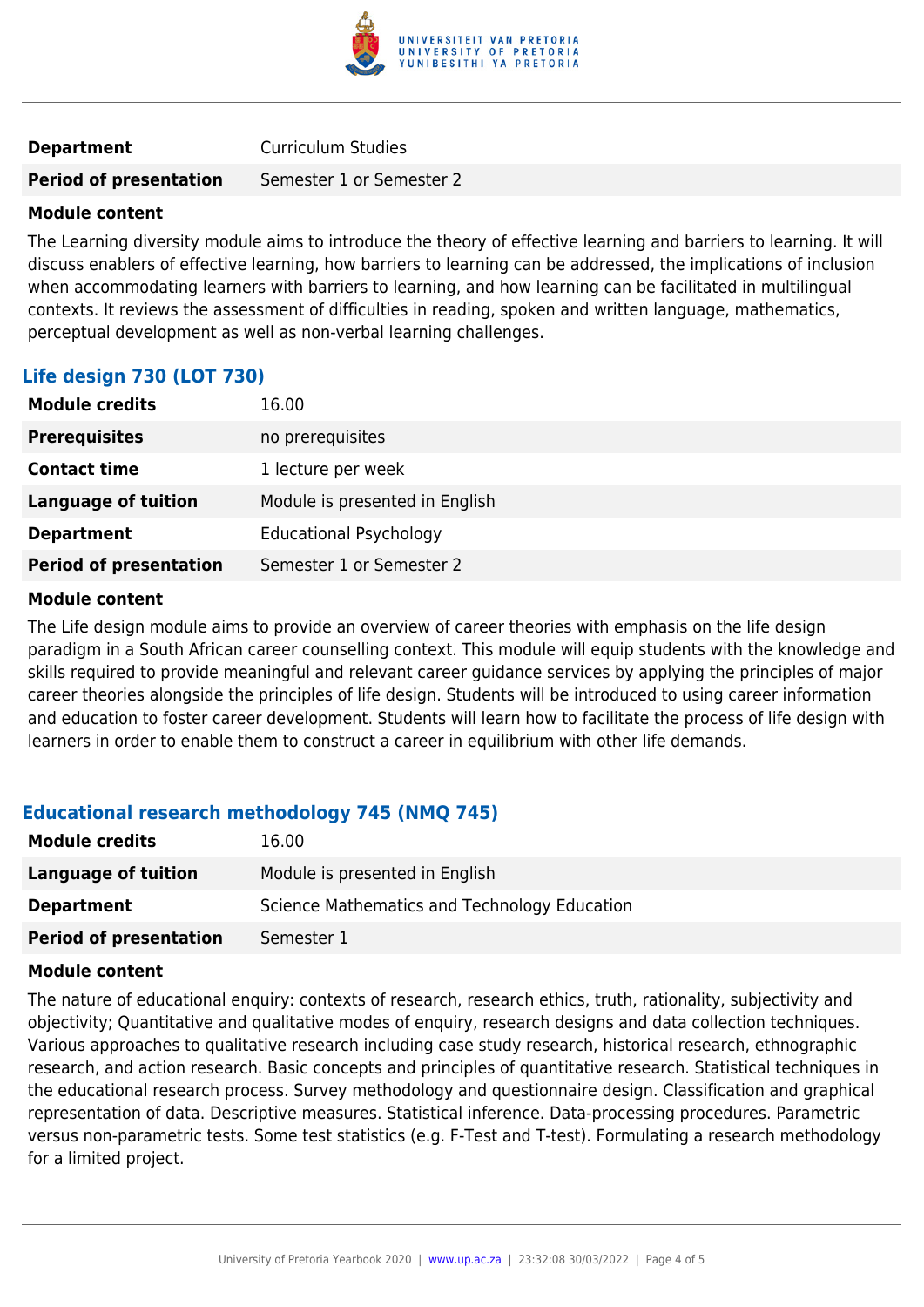| | |
|---|---|
| **Department** | Curriculum Studies |
| **Period of presentation** | Semester 1 or Semester 2 |

**Module content**

The Learning diversity module aims to introduce the theory of effective learning and barriers to learning. It will discuss enablers of effective learning, how barriers to learning can be addressed, the implications of inclusion when accommodating learners with barriers to learning, and how learning can be facilitated in multilingual contexts. It reviews the assessment of difficulties in reading, spoken and written language, mathematics, perceptual development as well as non-verbal learning challenges.

### Life design 730 (LOT 730)

| | |
|---|---|
| **Module credits** | 16.00 |
| **Prerequisites** | no prerequisites |
| **Contact time** | 1 lecture per week |
| **Language of tuition** | Module is presented in English |
| **Department** | Educational Psychology |
| **Period of presentation** | Semester 1 or Semester 2 |

**Module content**

The Life design module aims to provide an overview of career theories with emphasis on the life design paradigm in a South African career counselling context. This module will equip students with the knowledge and skills required to provide meaningful and relevant career guidance services by applying the principles of major career theories alongside the principles of life design. Students will be introduced to using career information and education to foster career development. Students will learn how to facilitate the process of life design with learners in order to enable them to construct a career in equilibrium with other life demands.

### Educational research methodology 745 (NMQ 745)

| | |
|---|---|
| **Module credits** | 16.00 |
| **Language of tuition** | Module is presented in English |
| **Department** | Science Mathematics and Technology Education |
| **Period of presentation** | Semester 1 |

**Module content**

The nature of educational enquiry: contexts of research, research ethics, truth, rationality, subjectivity and objectivity; Quantitative and qualitative modes of enquiry, research designs and data collection techniques. Various approaches to qualitative research including case study research, historical research, ethnographic research, and action research. Basic concepts and principles of quantitative research. Statistical techniques in the educational research process. Survey methodology and questionnaire design. Classification and graphical representation of data. Descriptive measures. Statistical inference. Data-processing procedures. Parametric versus non-parametric tests. Some test statistics (e.g. F-Test and T-test). Formulating a research methodology for a limited project.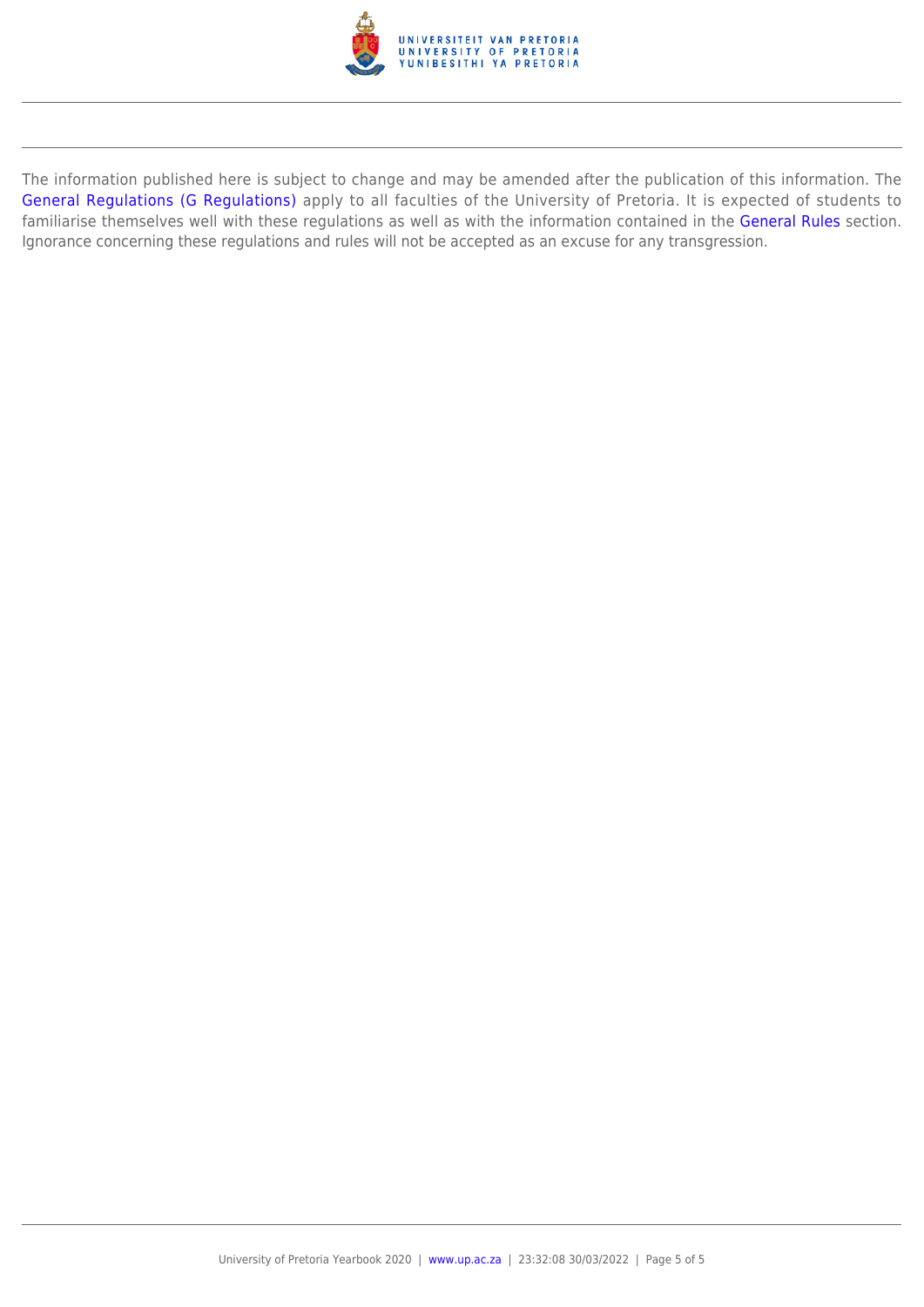The information published here is subject to change and may be amended after the publication of this information. The General Regulations (G Regulations) apply to all faculties of the University of Pretoria. It is expected of students to familiarise themselves well with these regulations as well as with the information contained in the General Rules section. Ignorance concerning these regulations and rules will not be accepted as an excuse for any transgression.